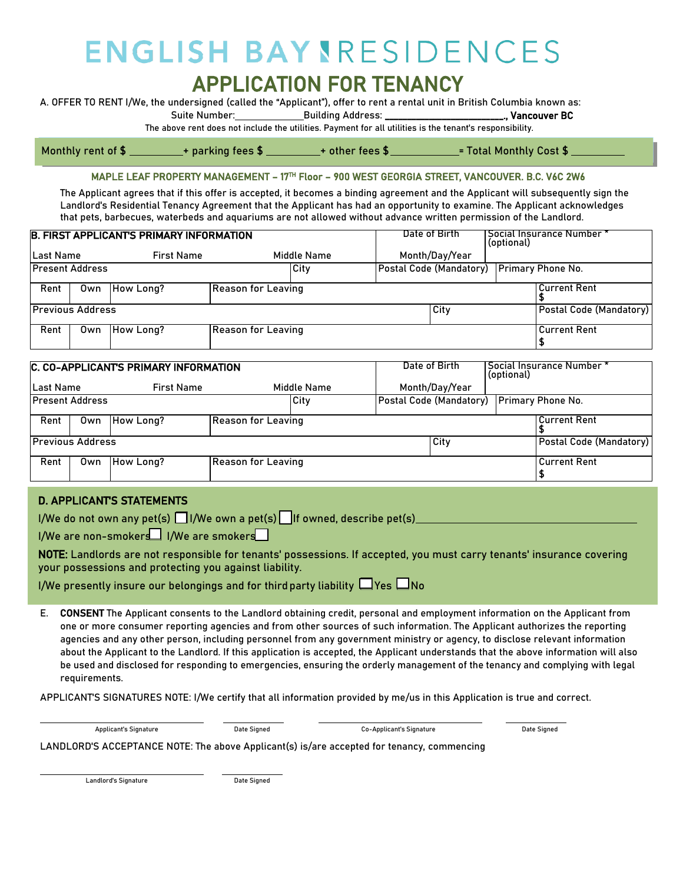# ENGLISH BAY RESIDENCES

## APPLICATION FOR TENANCY

A. OFFER TO RENT I/We, the undersigned (called the "Applicant"), offer to rent a rental unit in British Columbia known as:

Suite Number:______________Building Address: ________________________., **Vancouver BC**

The above rent does not include the utilities. Payment for all utilities is the tenant's responsibility.

Monthly rent of $ __________+ parking fees $ __________+ other fees $____________= Total Monthly Cost $ __________

**MAPLE LEAF PROPERTY MANAGEMENT – 17TH Floor – 900 WEST GEORGIA STREET, VANCOUVER. B.C. V6C 2W6**

The Applicant agrees that if this offer is accepted, it becomes a binding agreement and the Applicant will subsequently sign the Landlord's Residential Tenancy Agreement that the Applicant has had an opportunity to examine. The Applicant acknowledges that pets, barbecues, waterbeds and aquariums are not allowed without advance written permission of the Landlord.

| **B. FIRST APPLICANT'S PRIMARY INFORMATION** | | | | | | Date of Birth | Social Insurance Number * (optional) | |
|---|---|---|---|---|---|---|---|---|
| Last Name | | First Name | | Middle Name | | Month/Day/Year | | |
| Present Address | | | | City | | Postal Code (Mandatory) | Primary Phone No. | |
| Rent | Own | How Long? | Reason for Leaving | | | | | Current Rent $ |
| Previous Address | | | | | City | | | Postal Code (Mandatory) |
| Rent | Own | How Long? | Reason for Leaving | | | | | Current Rent $ |

| **C. CO-APPLICANT'S PRIMARY INFORMATION** | | | | | | Date of Birth | Social Insurance Number * (optional) | |
|---|---|---|---|---|---|---|---|---|
| Last Name | | First Name | | Middle Name | | Month/Day/Year | | |
| Present Address | | | | City | | Postal Code (Mandatory) | Primary Phone No. | |
| Rent | Own | How Long? | Reason for Leaving | | | | | Current Rent $ |
| Previous Address | | | | | City | | | Postal Code (Mandatory) |
| Rent | Own | How Long? | Reason for Leaving | | | | | Current Rent $ |

### D. APPLICANT'S STATEMENTS

I/We do not own any pet(s) ☐ I/We own a pet(s) ☐ If owned, describe pet(s)________________________________________

I/We are non-smokers ☐ I/We are smokers ☐

**NOTE:** Landlords are not responsible for tenants' possessions. If accepted, you must carry tenants' insurance covering your possessions and protecting you against liability.

I/We presently insure our belongings and for third party liability ☐ Yes ☐ No

E. **CONSENT** The Applicant consents to the Landlord obtaining credit, personal and employment information on the Applicant from one or more consumer reporting agencies and from other sources of such information. The Applicant authorizes the reporting agencies and any other person, including personnel from any government ministry or agency, to disclose relevant information about the Applicant to the Landlord. If this application is accepted, the Applicant understands that the above information will also be used and disclosed for responding to emergencies, ensuring the orderly management of the tenancy and complying with legal requirements.

APPLICANT'S SIGNATURES NOTE: I/We certify that all information provided by me/us in this Application is true and correct.

______________________________ Applicant's Signature ____________ Date Signed ______________________________ Co-Applicant's Signature ____________ Date Signed

LANDLORD'S ACCEPTANCE NOTE: The above Applicant(s) is/are accepted for tenancy, commencing

______________________________ Landlord's Signature ____________ Date Signed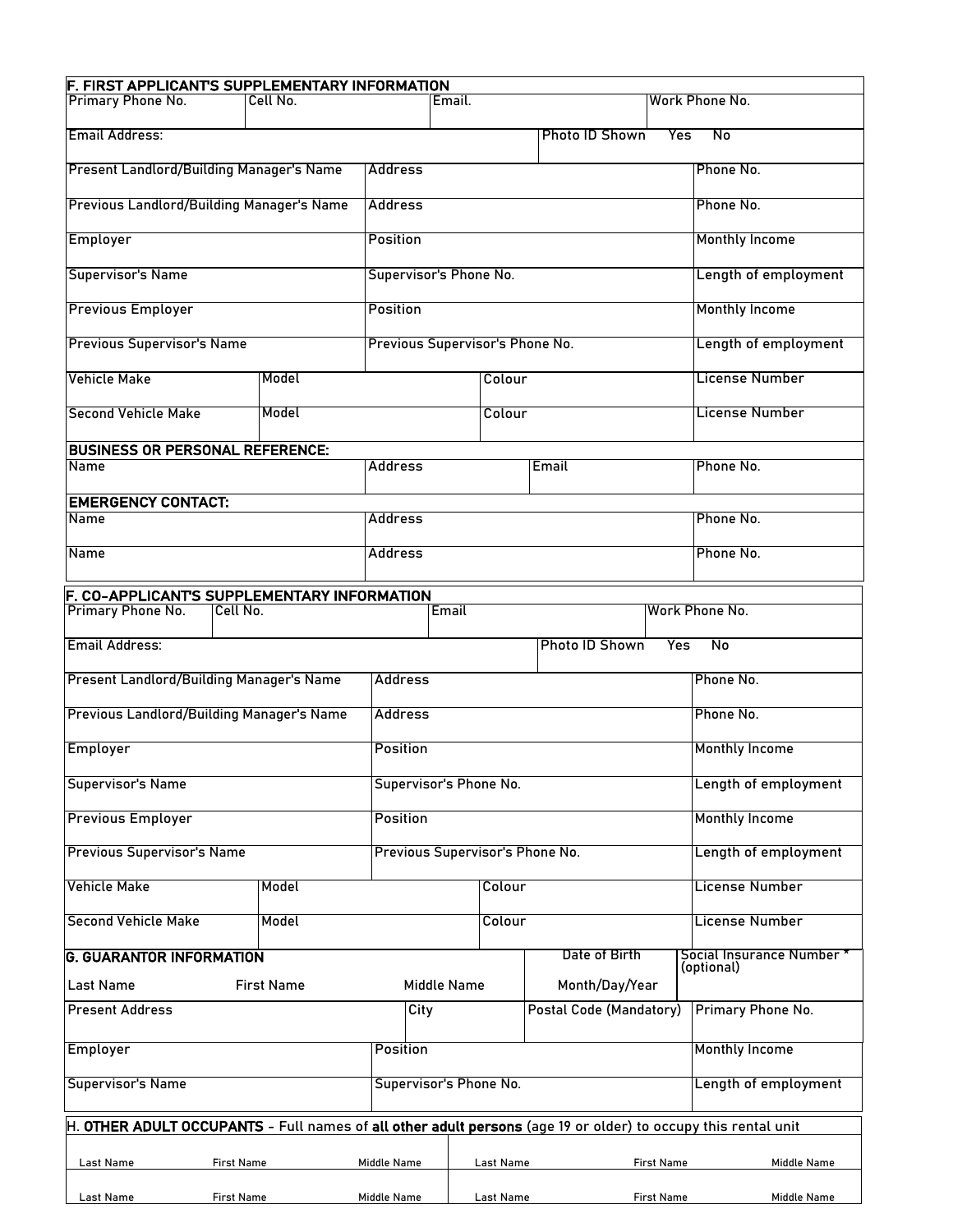## F. FIRST APPLICANT'S SUPPLEMENTARY INFORMATION

| | | | |
|---|---|---|---|
| Primary Phone No. | Cell No. | Email. | Work Phone No. |
| Email Address: | | Photo ID Shown Yes No | |

| | | |
|---|---|---|
| Present Landlord/Building Manager's Name | Address | Phone No. |
| Previous Landlord/Building Manager's Name | Address | Phone No. |
| Employer | Position | Monthly Income |
| Supervisor's Name | Supervisor's Phone No. | Length of employment |
| Previous Employer | Position | Monthly Income |
| Previous Supervisor's Name | Previous Supervisor's Phone No. | Length of employment |

| | | | |
|---|---|---|---|
| Vehicle Make | Model | Colour | License Number |
| Second Vehicle Make | Model | Colour | License Number |

**BUSINESS OR PERSONAL REFERENCE:**

| | | | |
|---|---|---|---|
| Name | Address | Email | Phone No. |

**EMERGENCY CONTACT:**

| | | |
|---|---|---|
| Name | Address | Phone No. |
| Name | Address | Phone No. |

## F. CO-APPLICANT'S SUPPLEMENTARY INFORMATION

| | | | |
|---|---|---|---|
| Primary Phone No. | Cell No. | Email | Work Phone No. |
| Email Address: | | Photo ID Shown Yes No | |

| | | |
|---|---|---|
| Present Landlord/Building Manager's Name | Address | Phone No. |
| Previous Landlord/Building Manager's Name | Address | Phone No. |
| Employer | Position | Monthly Income |
| Supervisor's Name | Supervisor's Phone No. | Length of employment |
| Previous Employer | Position | Monthly Income |
| Previous Supervisor's Name | Previous Supervisor's Phone No. | Length of employment |

| | | | |
|---|---|---|---|
| Vehicle Make | Model | Colour | License Number |
| Second Vehicle Make | Model | Colour | License Number |

## G. GUARANTOR INFORMATION

| | | | | |
|---|---|---|---|---|
| Last Name | First Name | Middle Name | Date of Birth Month/Day/Year | Social Insurance Number * (optional) |

| | | | |
|---|---|---|---|
| Present Address | City | Postal Code (Mandatory) | Primary Phone No. |

| | | |
|---|---|---|
| Employer | Position | Monthly Income |
| Supervisor's Name | Supervisor's Phone No. | Length of employment |

H. **OTHER ADULT OCCUPANTS** - Full names of **all other adult persons** (age 19 or older) to occupy this rental unit

| | | | | | |
|---|---|---|---|---|---|
| Last Name | First Name | Middle Name | Last Name | First Name | Middle Name |
| Last Name | First Name | Middle Name | Last Name | First Name | Middle Name |